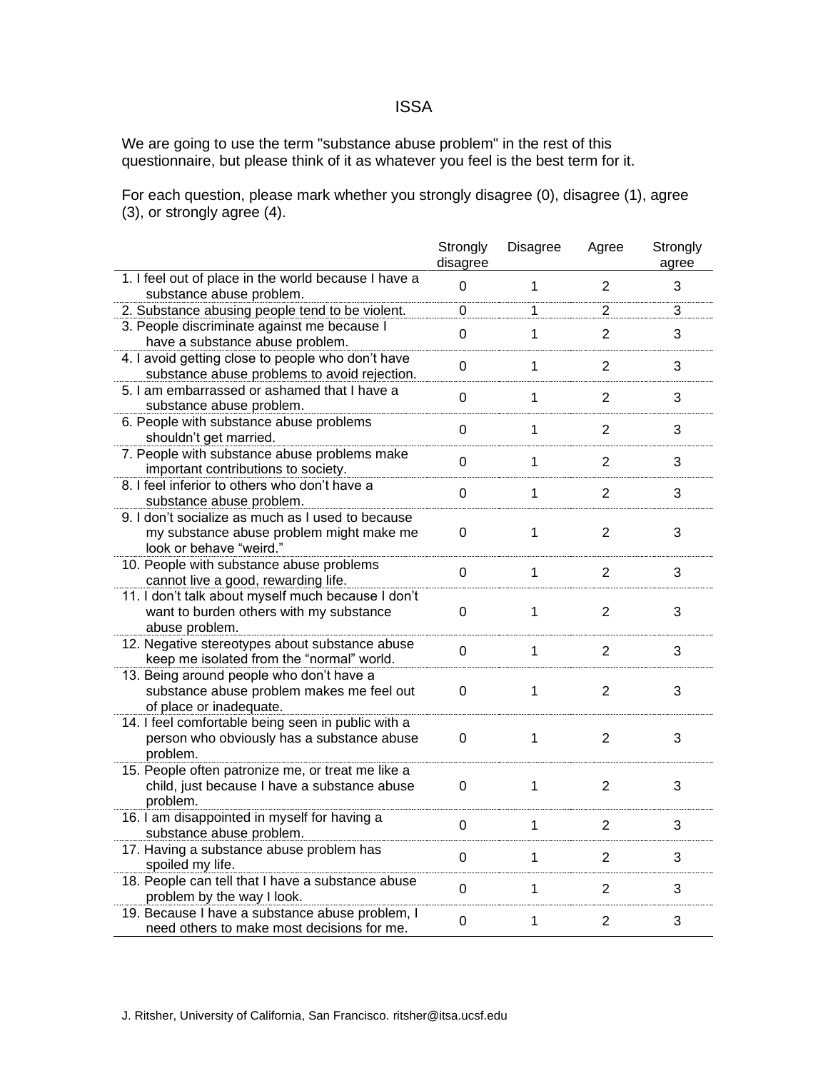# ISSA

We are going to use the term "substance abuse problem" in the rest of this questionnaire, but please think of it as whatever you feel is the best term for it.

For each question, please mark whether you strongly disagree (0), disagree (1), agree (3), or strongly agree (4).

| | Strongly disagree | Disagree | Agree | Strongly agree |
|---|---|---|---|---|
| 1. I feel out of place in the world because I have a substance abuse problem. | 0 | 1 | 2 | 3 |
| 2. Substance abusing people tend to be violent. | 0 | 1 | 2 | 3 |
| 3. People discriminate against me because I have a substance abuse problem. | 0 | 1 | 2 | 3 |
| 4. I avoid getting close to people who don't have substance abuse problems to avoid rejection. | 0 | 1 | 2 | 3 |
| 5. I am embarrassed or ashamed that I have a substance abuse problem. | 0 | 1 | 2 | 3 |
| 6. People with substance abuse problems shouldn't get married. | 0 | 1 | 2 | 3 |
| 7. People with substance abuse problems make important contributions to society. | 0 | 1 | 2 | 3 |
| 8. I feel inferior to others who don't have a substance abuse problem. | 0 | 1 | 2 | 3 |
| 9. I don't socialize as much as I used to because my substance abuse problem might make me look or behave "weird." | 0 | 1 | 2 | 3 |
| 10. People with substance abuse problems cannot live a good, rewarding life. | 0 | 1 | 2 | 3 |
| 11. I don't talk about myself much because I don't want to burden others with my substance abuse problem. | 0 | 1 | 2 | 3 |
| 12. Negative stereotypes about substance abuse keep me isolated from the "normal" world. | 0 | 1 | 2 | 3 |
| 13. Being around people who don't have a substance abuse problem makes me feel out of place or inadequate. | 0 | 1 | 2 | 3 |
| 14. I feel comfortable being seen in public with a person who obviously has a substance abuse problem. | 0 | 1 | 2 | 3 |
| 15. People often patronize me, or treat me like a child, just because I have a substance abuse problem. | 0 | 1 | 2 | 3 |
| 16. I am disappointed in myself for having a substance abuse problem. | 0 | 1 | 2 | 3 |
| 17. Having a substance abuse problem has spoiled my life. | 0 | 1 | 2 | 3 |
| 18. People can tell that I have a substance abuse problem by the way I look. | 0 | 1 | 2 | 3 |
| 19. Because I have a substance abuse problem, I need others to make most decisions for me. | 0 | 1 | 2 | 3 |

J. Ritsher, University of California, San Francisco. ritsher@itsa.ucsf.edu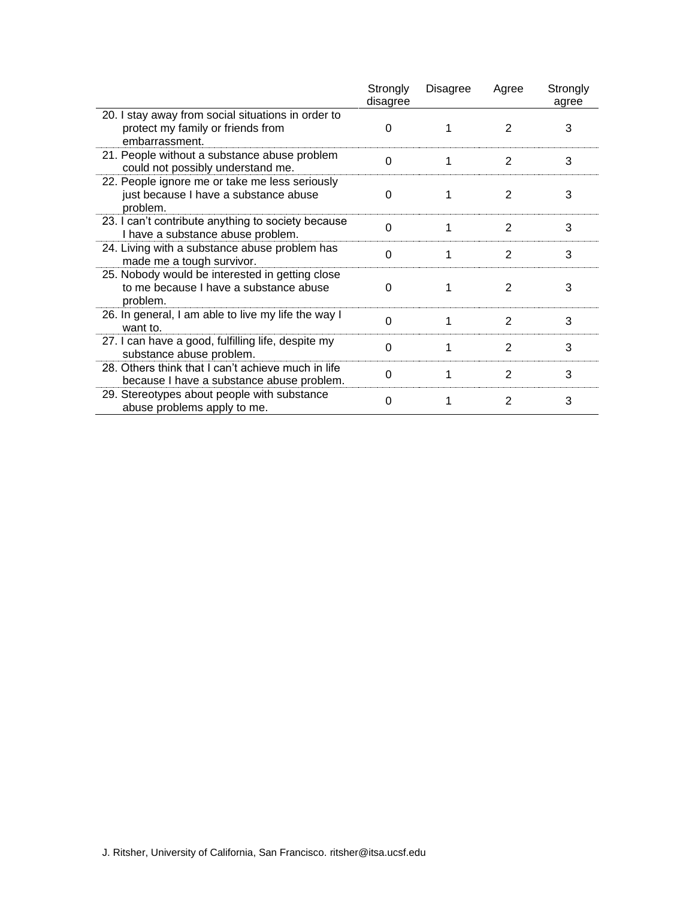| | Strongly disagree | Disagree | Agree | Strongly agree |
|---|---|---|---|---|
| 20. I stay away from social situations in order to protect my family or friends from embarrassment. | 0 | 1 | 2 | 3 |
| 21. People without a substance abuse problem could not possibly understand me. | 0 | 1 | 2 | 3 |
| 22. People ignore me or take me less seriously just because I have a substance abuse problem. | 0 | 1 | 2 | 3 |
| 23. I can't contribute anything to society because I have a substance abuse problem. | 0 | 1 | 2 | 3 |
| 24. Living with a substance abuse problem has made me a tough survivor. | 0 | 1 | 2 | 3 |
| 25. Nobody would be interested in getting close to me because I have a substance abuse problem. | 0 | 1 | 2 | 3 |
| 26. In general, I am able to live my life the way I want to. | 0 | 1 | 2 | 3 |
| 27. I can have a good, fulfilling life, despite my substance abuse problem. | 0 | 1 | 2 | 3 |
| 28. Others think that I can't achieve much in life because I have a substance abuse problem. | 0 | 1 | 2 | 3 |
| 29. Stereotypes about people with substance abuse problems apply to me. | 0 | 1 | 2 | 3 |

J. Ritsher, University of California, San Francisco. ritsher@itsa.ucsf.edu